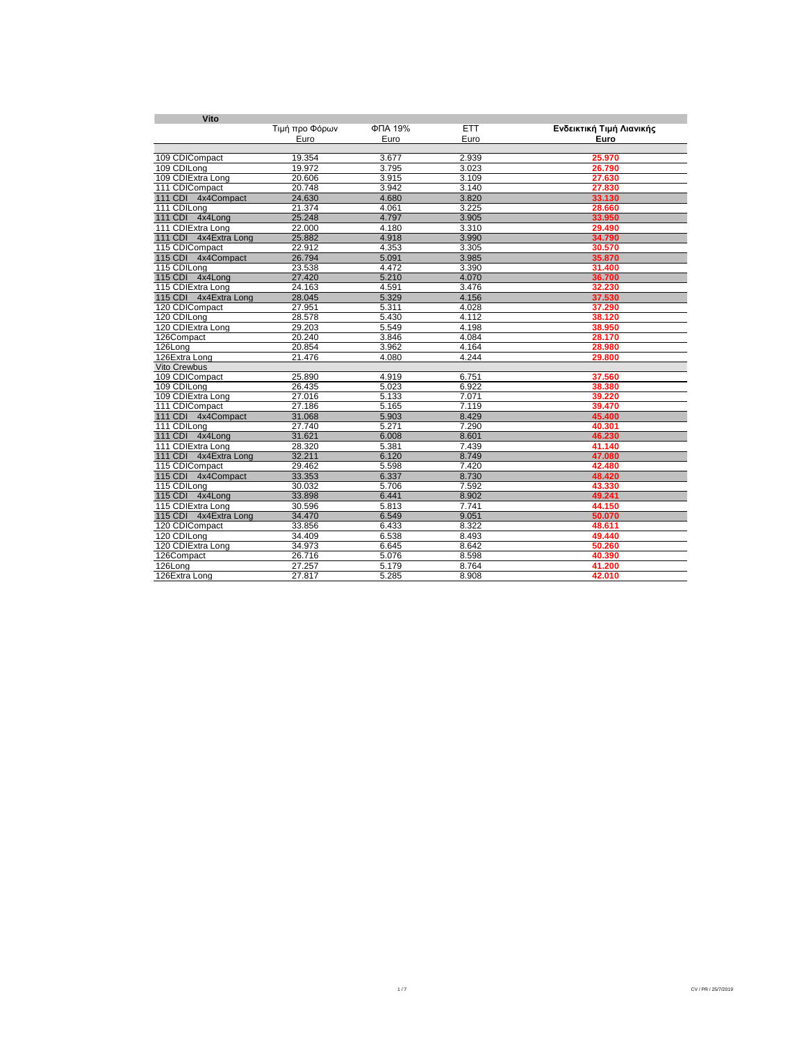| Vito | | | | |
|---|---|---|---|---|
| | Τιμή προ Φόρων | ΦΠΑ 19% | ΕΤΤ | **Ενδεικτική Τιμή Λιανικής** |
| | Euro | Euro | Euro | **Euro** |
| 109 CDICompact | 19.354 | 3.677 | 2.939 | **25.970** |
| 109 CDILong | 19.972 | 3.795 | 3.023 | **26.790** |
| 109 CDIExtra Long | 20.606 | 3.915 | 3.109 | **27.630** |
| 111 CDICompact | 20.748 | 3.942 | 3.140 | **27.830** |
| 111 CDI 4x4Compact | 24.630 | 4.680 | 3.820 | **33.130** |
| 111 CDILong | 21.374 | 4.061 | 3.225 | **28.660** |
| 111 CDI 4x4Long | 25.248 | 4.797 | 3.905 | **33.950** |
| 111 CDIExtra Long | 22.000 | 4.180 | 3.310 | **29.490** |
| 111 CDI 4x4Extra Long | 25.882 | 4.918 | 3.990 | **34.790** |
| 115 CDICompact | 22.912 | 4.353 | 3.305 | **30.570** |
| 115 CDI 4x4Compact | 26.794 | 5.091 | 3.985 | **35.870** |
| 115 CDILong | 23.538 | 4.472 | 3.390 | **31.400** |
| 115 CDI 4x4Long | 27.420 | 5.210 | 4.070 | **36.700** |
| 115 CDIExtra Long | 24.163 | 4.591 | 3.476 | **32.230** |
| 115 CDI 4x4Extra Long | 28.045 | 5.329 | 4.156 | **37.530** |
| 120 CDICompact | 27.951 | 5.311 | 4.028 | **37.290** |
| 120 CDILong | 28.578 | 5.430 | 4.112 | **38.120** |
| 120 CDIExtra Long | 29.203 | 5.549 | 4.198 | **38.950** |
| 126Compact | 20.240 | 3.846 | 4.084 | **28.170** |
| 126Long | 20.854 | 3.962 | 4.164 | **28.980** |
| 126Extra Long | 21.476 | 4.080 | 4.244 | **29.800** |
| Vito Crewbus | | | | |
| 109 CDICompact | 25.890 | 4.919 | 6.751 | **37.560** |
| 109 CDILong | 26.435 | 5.023 | 6.922 | **38.380** |
| 109 CDIExtra Long | 27.016 | 5.133 | 7.071 | **39.220** |
| 111 CDICompact | 27.186 | 5.165 | 7.119 | **39.470** |
| 111 CDI 4x4Compact | 31.068 | 5.903 | 8.429 | **45.400** |
| 111 CDILong | 27.740 | 5.271 | 7.290 | **40.301** |
| 111 CDI 4x4Long | 31.621 | 6.008 | 8.601 | **46.230** |
| 111 CDIExtra Long | 28.320 | 5.381 | 7.439 | **41.140** |
| 111 CDI 4x4Extra Long | 32.211 | 6.120 | 8.749 | **47.080** |
| 115 CDICompact | 29.462 | 5.598 | 7.420 | **42.480** |
| 115 CDI 4x4Compact | 33.353 | 6.337 | 8.730 | **48.420** |
| 115 CDILong | 30.032 | 5.706 | 7.592 | **43.330** |
| 115 CDI 4x4Long | 33.898 | 6.441 | 8.902 | **49.241** |
| 115 CDIExtra Long | 30.596 | 5.813 | 7.741 | **44.150** |
| 115 CDI 4x4Extra Long | 34.470 | 6.549 | 9.051 | **50.070** |
| 120 CDICompact | 33.856 | 6.433 | 8.322 | **48.611** |
| 120 CDILong | 34.409 | 6.538 | 8.493 | **49.440** |
| 120 CDIExtra Long | 34.973 | 6.645 | 8.642 | **50.260** |
| 126Compact | 26.716 | 5.076 | 8.598 | **40.390** |
| 126Long | 27.257 | 5.179 | 8.764 | **41.200** |
| 126Extra Long | 27.817 | 5.285 | 8.908 | **42.010** |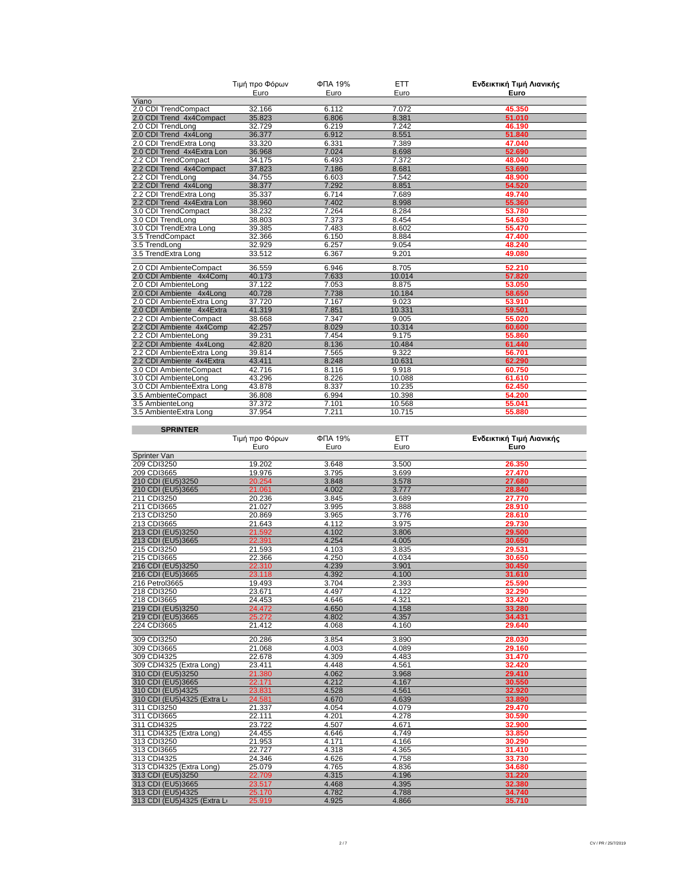| | Τιμή προ Φόρων Euro | ΦΠΑ 19% Euro | ΕΤΤ Euro | **Ενδεικτική Τιμή Λιανικής Euro** |
|---|---|---|---|---|
| Viano | | | | |
| 2.0 CDI TrendCompact | 32.166 | 6.112 | 7.072 | **45.350** |
| 2.0 CDI Trend 4x4Compact | 35.823 | 6.806 | 8.381 | **51.010** |
| 2.0 CDI TrendLong | 32.729 | 6.219 | 7.242 | **46.190** |
| 2.0 CDI Trend 4x4Long | 36.377 | 6.912 | 8.551 | **51.840** |
| 2.0 CDI TrendExtra Long | 33.320 | 6.331 | 7.389 | **47.040** |
| 2.0 CDI Trend 4x4Extra Lon | 36.968 | 7.024 | 8.698 | **52.690** |
| 2.2 CDI TrendCompact | 34.175 | 6.493 | 7.372 | **48.040** |
| 2.2 CDI Trend 4x4Compact | 37.823 | 7.186 | 8.681 | **53.690** |
| 2.2 CDI TrendLong | 34.755 | 6.603 | 7.542 | **48.900** |
| 2.2 CDI Trend 4x4Long | 38.377 | 7.292 | 8.851 | **54.520** |
| 2.2 CDI TrendExtra Long | 35.337 | 6.714 | 7.689 | **49.740** |
| 2.2 CDI Trend 4x4Extra Lon | 38.960 | 7.402 | 8.998 | **55.360** |
| 3.0 CDI TrendCompact | 38.232 | 7.264 | 8.284 | **53.780** |
| 3.0 CDI TrendLong | 38.803 | 7.373 | 8.454 | **54.630** |
| 3.0 CDI TrendExtra Long | 39.385 | 7.483 | 8.602 | **55.470** |
| 3.5 TrendCompact | 32.366 | 6.150 | 8.884 | **47.400** |
| 3.5 TrendLong | 32.929 | 6.257 | 9.054 | **48.240** |
| 3.5 TrendExtra Long | 33.512 | 6.367 | 9.201 | **49.080** |
| | | | | |
| 2.0 CDI AmbienteCompact | 36.559 | 6.946 | 8.705 | **52.210** |
| 2.0 CDI Ambiente 4x4Com | 40.173 | 7.633 | 10.014 | **57.820** |
| 2.0 CDI AmbienteLong | 37.122 | 7.053 | 8.875 | **53.050** |
| 2.0 CDI Ambiente 4x4Long | 40.728 | 7.738 | 10.184 | **58.650** |
| 2.0 CDI AmbienteExtra Long | 37.720 | 7.167 | 9.023 | **53.910** |
| 2.0 CDI Ambiente 4x4Extra | 41.319 | 7.851 | 10.331 | **59.501** |
| 2.2 CDI AmbienteCompact | 38.668 | 7.347 | 9.005 | **55.020** |
| 2.2 CDI Ambiente 4x4Comp | 42.257 | 8.029 | 10.314 | **60.600** |
| 2.2 CDI AmbienteLong | 39.231 | 7.454 | 9.175 | **55.860** |
| 2.2 CDI Ambiente 4x4Long | 42.820 | 8.136 | 10.484 | **61.440** |
| 2.2 CDI AmbienteExtra Long | 39.814 | 7.565 | 9.322 | **56.701** |
| 2.2 CDI Ambiente 4x4Extra | 43.411 | 8.248 | 10.631 | **62.290** |
| 3.0 CDI AmbienteCompact | 42.716 | 8.116 | 9.918 | **60.750** |
| 3.0 CDI AmbienteLong | 43.296 | 8.226 | 10.088 | **61.610** |
| 3.0 CDI AmbienteExtra Long | 43.878 | 8.337 | 10.235 | **62.450** |
| 3.5 AmbienteCompact | 36.808 | 6.994 | 10.398 | **54.200** |
| 3.5 AmbienteLong | 37.372 | 7.101 | 10.568 | **55.041** |
| 3.5 AmbienteExtra Long | 37.954 | 7.211 | 10.715 | **55.880** |

**SPRINTER**

| | Τιμή προ Φόρων Euro | ΦΠΑ 19% Euro | ΕΤΤ Euro | **Ενδεικτική Τιμή Λιανικής Euro** |
|---|---|---|---|---|
| Sprinter Van | | | | |
| 209 CDI3250 | 19.202 | 3.648 | 3.500 | **26.350** |
| 209 CDI3665 | 19.976 | 3.795 | 3.699 | **27.470** |
| 210 CDI (EU5)3250 | 20.254 | 3.848 | 3.578 | **27.680** |
| 210 CDI (EU5)3665 | 21.061 | 4.002 | 3.777 | **28.840** |
| 211 CDI3250 | 20.236 | 3.845 | 3.689 | **27.770** |
| 211 CDI3665 | 21.027 | 3.995 | 3.888 | **28.910** |
| 213 CDI3250 | 20.869 | 3.965 | 3.776 | **28.610** |
| 213 CDI3665 | 21.643 | 4.112 | 3.975 | **29.730** |
| 213 CDI (EU5)3250 | 21.592 | 4.102 | 3.806 | **29.500** |
| 213 CDI (EU5)3665 | 22.391 | 4.254 | 4.005 | **30.650** |
| 215 CDI3250 | 21.593 | 4.103 | 3.835 | **29.531** |
| 215 CDI3665 | 22.366 | 4.250 | 4.034 | **30.650** |
| 216 CDI (EU5)3250 | 22.310 | 4.239 | 3.901 | **30.450** |
| 216 CDI (EU5)3665 | 23.118 | 4.392 | 4.100 | **31.610** |
| 216 Petrol3665 | 19.493 | 3.704 | 2.393 | **25.590** |
| 218 CDI3250 | 23.671 | 4.497 | 4.122 | **32.290** |
| 218 CDI3665 | 24.453 | 4.646 | 4.321 | **33.420** |
| 219 CDI (EU5)3250 | 24.472 | 4.650 | 4.158 | **33.280** |
| 219 CDI (EU5)3665 | 25.272 | 4.802 | 4.357 | **34.431** |
| 224 CDI3665 | 21.412 | 4.068 | 4.160 | **29.640** |
| | | | | |
| 309 CDI3250 | 20.286 | 3.854 | 3.890 | **28.030** |
| 309 CDI3665 | 21.068 | 4.003 | 4.089 | **29.160** |
| 309 CDI4325 | 22.678 | 4.309 | 4.483 | **31.470** |
| 309 CDI4325 (Extra Long) | 23.411 | 4.448 | 4.561 | **32.420** |
| 310 CDI (EU5)3250 | 21.380 | 4.062 | 3.968 | **29.410** |
| 310 CDI (EU5)3665 | 22.171 | 4.212 | 4.167 | **30.550** |
| 310 CDI (EU5)4325 | 23.831 | 4.528 | 4.561 | **32.920** |
| 310 CDI (EU5)4325 (Extra L | 24.581 | 4.670 | 4.639 | **33.890** |
| 311 CDI3250 | 21.337 | 4.054 | 4.079 | **29.470** |
| 311 CDI3665 | 22.111 | 4.201 | 4.278 | **30.590** |
| 311 CDI4325 | 23.722 | 4.507 | 4.671 | **32.900** |
| 311 CDI4325 (Extra Long) | 24.455 | 4.646 | 4.749 | **33.850** |
| 313 CDI3250 | 21.953 | 4.171 | 4.166 | **30.290** |
| 313 CDI3665 | 22.727 | 4.318 | 4.365 | **31.410** |
| 313 CDI4325 | 24.346 | 4.626 | 4.758 | **33.730** |
| 313 CDI4325 (Extra Long) | 25.079 | 4.765 | 4.836 | **34.680** |
| 313 CDI (EU5)3250 | 22.709 | 4.315 | 4.196 | **31.220** |
| 313 CDI (EU5)3665 | 23.517 | 4.468 | 4.395 | **32.380** |
| 313 CDI (EU5)4325 | 25.170 | 4.782 | 4.788 | **34.740** |
| 313 CDI (EU5)4325 (Extra L | 25.919 | 4.925 | 4.866 | **35.710** |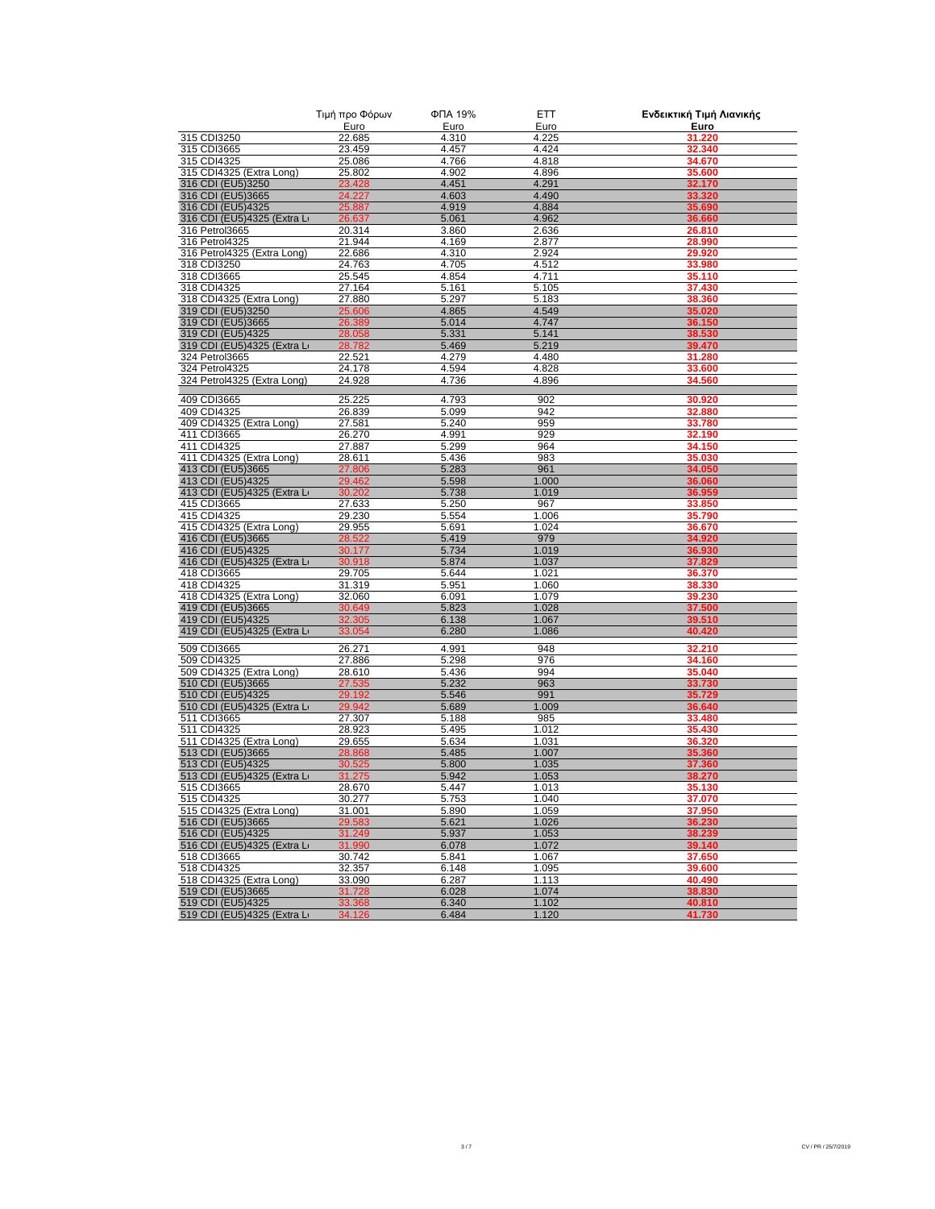| | Τιμή προ Φόρων | ΦΠΑ 19% | ΕΤΤ | Ενδεικτική Τιμή Λιανικής |
|---|---|---|---|---|
| | Euro | Euro | Euro | Euro |
| 315 CDI3250 | 22.685 | 4.310 | 4.225 | 31.220 |
| 315 CDI3665 | 23.459 | 4.457 | 4.424 | 32.340 |
| 315 CDI4325 | 25.086 | 4.766 | 4.818 | 34.670 |
| 315 CDI4325 (Extra Long) | 25.802 | 4.902 | 4.896 | 35.600 |
| 316 CDI (EU5)3250 | 23.428 | 4.451 | 4.291 | 32.170 |
| 316 CDI (EU5)3665 | 24.227 | 4.603 | 4.490 | 33.320 |
| 316 CDI (EU5)4325 | 25.887 | 4.919 | 4.884 | 35.690 |
| 316 CDI (EU5)4325 (Extra Lo | 26.637 | 5.061 | 4.962 | 36.660 |
| 316 Petrol3665 | 20.314 | 3.860 | 2.636 | 26.810 |
| 316 Petrol4325 | 21.944 | 4.169 | 2.877 | 28.990 |
| 316 Petrol4325 (Extra Long) | 22.686 | 4.310 | 2.924 | 29.920 |
| 318 CDI3250 | 24.763 | 4.705 | 4.512 | 33.980 |
| 318 CDI3665 | 25.545 | 4.854 | 4.711 | 35.110 |
| 318 CDI4325 | 27.164 | 5.161 | 5.105 | 37.430 |
| 318 CDI4325 (Extra Long) | 27.880 | 5.297 | 5.183 | 38.360 |
| 319 CDI (EU5)3250 | 25.606 | 4.865 | 4.549 | 35.020 |
| 319 CDI (EU5)3665 | 26.389 | 5.014 | 4.747 | 36.150 |
| 319 CDI (EU5)4325 | 28.058 | 5.331 | 5.141 | 38.530 |
| 319 CDI (EU5)4325 (Extra Lo | 28.782 | 5.469 | 5.219 | 39.470 |
| 324 Petrol3665 | 22.521 | 4.279 | 4.480 | 31.280 |
| 324 Petrol4325 | 24.178 | 4.594 | 4.828 | 33.600 |
| 324 Petrol4325 (Extra Long) | 24.928 | 4.736 | 4.896 | 34.560 |
| | | | | |
| 409 CDI3665 | 25.225 | 4.793 | 902 | 30.920 |
| 409 CDI4325 | 26.839 | 5.099 | 942 | 32.880 |
| 409 CDI4325 (Extra Long) | 27.581 | 5.240 | 959 | 33.780 |
| 411 CDI3665 | 26.270 | 4.991 | 929 | 32.190 |
| 411 CDI4325 | 27.887 | 5.299 | 964 | 34.150 |
| 411 CDI4325 (Extra Long) | 28.611 | 5.436 | 983 | 35.030 |
| 413 CDI (EU5)3665 | 27.806 | 5.283 | 961 | 34.050 |
| 413 CDI (EU5)4325 | 29.462 | 5.598 | 1.000 | 36.060 |
| 413 CDI (EU5)4325 (Extra Lo | 30.202 | 5.738 | 1.019 | 36.959 |
| 415 CDI3665 | 27.633 | 5.250 | 967 | 33.850 |
| 415 CDI4325 | 29.230 | 5.554 | 1.006 | 35.790 |
| 415 CDI4325 (Extra Long) | 29.955 | 5.691 | 1.024 | 36.670 |
| 416 CDI (EU5)3665 | 28.522 | 5.419 | 979 | 34.920 |
| 416 CDI (EU5)4325 | 30.177 | 5.734 | 1.019 | 36.930 |
| 416 CDI (EU5)4325 (Extra Lo | 30.918 | 5.874 | 1.037 | 37.829 |
| 418 CDI3665 | 29.705 | 5.644 | 1.021 | 36.370 |
| 418 CDI4325 | 31.319 | 5.951 | 1.060 | 38.330 |
| 418 CDI4325 (Extra Long) | 32.060 | 6.091 | 1.079 | 39.230 |
| 419 CDI (EU5)3665 | 30.649 | 5.823 | 1.028 | 37.500 |
| 419 CDI (EU5)4325 | 32.305 | 6.138 | 1.067 | 39.510 |
| 419 CDI (EU5)4325 (Extra Lo | 33.054 | 6.280 | 1.086 | 40.420 |
| | | | | |
| 509 CDI3665 | 26.271 | 4.991 | 948 | 32.210 |
| 509 CDI4325 | 27.886 | 5.298 | 976 | 34.160 |
| 509 CDI4325 (Extra Long) | 28.610 | 5.436 | 994 | 35.040 |
| 510 CDI (EU5)3665 | 27.535 | 5.232 | 963 | 33.730 |
| 510 CDI (EU5)4325 | 29.192 | 5.546 | 991 | 35.729 |
| 510 CDI (EU5)4325 (Extra Lo | 29.942 | 5.689 | 1.009 | 36.640 |
| 511 CDI3665 | 27.307 | 5.188 | 985 | 33.480 |
| 511 CDI4325 | 28.923 | 5.495 | 1.012 | 35.430 |
| 511 CDI4325 (Extra Long) | 29.655 | 5.634 | 1.031 | 36.320 |
| 513 CDI (EU5)3665 | 28.868 | 5.485 | 1.007 | 35.360 |
| 513 CDI (EU5)4325 | 30.525 | 5.800 | 1.035 | 37.360 |
| 513 CDI (EU5)4325 (Extra Lo | 31.275 | 5.942 | 1.053 | 38.270 |
| 515 CDI3665 | 28.670 | 5.447 | 1.013 | 35.130 |
| 515 CDI4325 | 30.277 | 5.753 | 1.040 | 37.070 |
| 515 CDI4325 (Extra Long) | 31.001 | 5.890 | 1.059 | 37.950 |
| 516 CDI (EU5)3665 | 29.583 | 5.621 | 1.026 | 36.230 |
| 516 CDI (EU5)4325 | 31.249 | 5.937 | 1.053 | 38.239 |
| 516 CDI (EU5)4325 (Extra Lo | 31.990 | 6.078 | 1.072 | 39.140 |
| 518 CDI3665 | 30.742 | 5.841 | 1.067 | 37.650 |
| 518 CDI4325 | 32.357 | 6.148 | 1.095 | 39.600 |
| 518 CDI4325 (Extra Long) | 33.090 | 6.287 | 1.113 | 40.490 |
| 519 CDI (EU5)3665 | 31.728 | 6.028 | 1.074 | 38.830 |
| 519 CDI (EU5)4325 | 33.368 | 6.340 | 1.102 | 40.810 |
| 519 CDI (EU5)4325 (Extra Lo | 34.126 | 6.484 | 1.120 | 41.730 |

CV / PR / 25/7/2019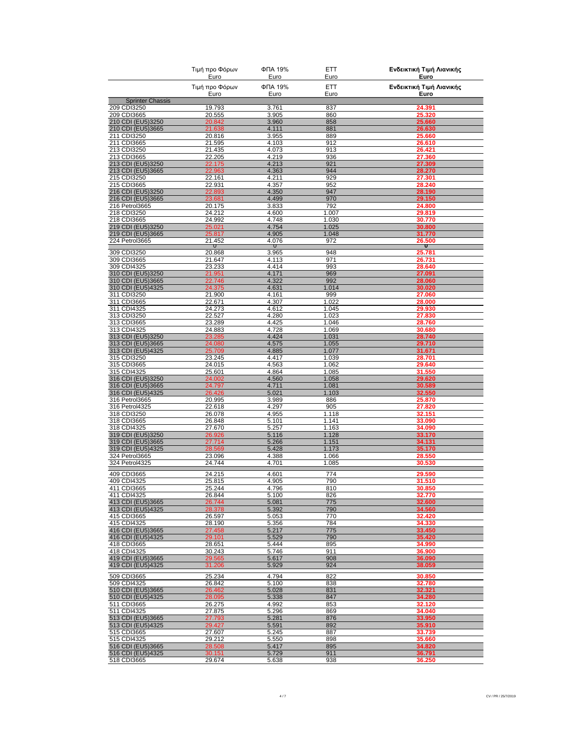| | Τιμή προ Φόρων Euro | ΦΠΑ 19% Euro | ΕΤΤ Euro | **Ενδεικτική Τιμή Λιανικής Euro** |
|---|---|---|---|---|
| | Τιμή προ Φόρων Euro | ΦΠΑ 19% Euro | ΕΤΤ Euro | **Ενδεικτική Τιμή Λιανικής Euro** |
| Sprinter Chassis | | | | |
| 209 CDI3250 | 19.793 | 3.761 | 837 | **24.391** |
| 209 CDI3665 | 20.555 | 3.905 | 860 | **25.320** |
| 210 CDI (EU5)3250 | 20.842 | 3.960 | 858 | **25.660** |
| 210 CDI (EU5)3665 | 21.638 | 4.111 | 881 | **26.630** |
| 211 CDI3250 | 20.816 | 3.955 | 889 | **25.660** |
| 211 CDI3665 | 21.595 | 4.103 | 912 | **26.610** |
| 213 CDI3250 | 21.435 | 4.073 | 913 | **26.421** |
| 213 CDI3665 | 22.205 | 4.219 | 936 | **27.360** |
| 213 CDI (EU5)3250 | 22.175 | 4.213 | 921 | **27.309** |
| 213 CDI (EU5)3665 | 22.963 | 4.363 | 944 | **28.270** |
| 215 CDI3250 | 22.161 | 4.211 | 929 | **27.301** |
| 215 CDI3665 | 22.931 | 4.357 | 952 | **28.240** |
| 216 CDI (EU5)3250 | 22.893 | 4.350 | 947 | **28.190** |
| 216 CDI (EU5)3665 | 23.681 | 4.499 | 970 | **29.150** |
| 216 Petrol3665 | 20.175 | 3.833 | 792 | **24.800** |
| 218 CDI3250 | 24.212 | 4.600 | 1.007 | **29.819** |
| 218 CDI3665 | 24.992 | 4.748 | 1.030 | **30.770** |
| 219 CDI (EU5)3250 | 25.021 | 4.754 | 1.025 | **30.800** |
| 219 CDI (EU5)3665 | 25.817 | 4.905 | 1.048 | **31.770** |
| 224 Petrol3665 | 21.452 | 4.076 | 972 | **26.500** |
| | | 0 | | **0** |
| 309 CDI3250 | 20.868 | 3.965 | 948 | **25.781** |
| 309 CDI3665 | 21.647 | 4.113 | 971 | **26.731** |
| 309 CDI4325 | 23.233 | 4.414 | 993 | **28.640** |
| 310 CDI (EU5)3250 | 21.951 | 4.171 | 969 | **27.091** |
| 310 CDI (EU5)3665 | 22.746 | 4.322 | 992 | **28.060** |
| 310 CDI (EU5)4325 | 24.375 | 4.631 | 1.014 | **30.020** |
| 311 CDI3250 | 21.900 | 4.161 | 999 | **27.060** |
| 311 CDI3665 | 22.671 | 4.307 | 1.022 | **28.000** |
| 311 CDI4325 | 24.273 | 4.612 | 1.045 | **29.930** |
| 313 CDI3250 | 22.527 | 4.280 | 1.023 | **27.830** |
| 313 CDI3665 | 23.289 | 4.425 | 1.046 | **28.760** |
| 313 CDI4325 | 24.883 | 4.728 | 1.069 | **30.680** |
| 313 CDI (EU5)3250 | 23.285 | 4.424 | 1.031 | **28.740** |
| 313 CDI (EU5)3665 | 24.080 | 4.575 | 1.055 | **29.710** |
| 313 CDI (EU5)4325 | 25.709 | 4.885 | 1.077 | **31.671** |
| 315 CDI3250 | 23.245 | 4.417 | 1.039 | **28.701** |
| 315 CDI3665 | 24.015 | 4.563 | 1.062 | **29.640** |
| 315 CDI4325 | 25.601 | 4.864 | 1.085 | **31.550** |
| 316 CDI (EU5)3250 | 24.002 | 4.560 | 1.058 | **29.620** |
| 316 CDI (EU5)3665 | 24.797 | 4.711 | 1.081 | **30.589** |
| 316 CDI (EU5)4325 | 26.426 | 5.021 | 1.103 | **32.550** |
| 316 Petrol3665 | 20.995 | 3.989 | 886 | **25.870** |
| 316 Petrol4325 | 22.618 | 4.297 | 905 | **27.820** |
| 318 CDI3250 | 26.078 | 4.955 | 1.118 | **32.151** |
| 318 CDI3665 | 26.848 | 5.101 | 1.141 | **33.090** |
| 318 CDI4325 | 27.670 | 5.257 | 1.163 | **34.090** |
| 319 CDI (EU5)3250 | 26.926 | 5.116 | 1.128 | **33.170** |
| 319 CDI (EU5)3665 | 27.714 | 5.266 | 1.151 | **34.131** |
| 319 CDI (EU5)4325 | 28.569 | 5.428 | 1.173 | **35.170** |
| 324 Petrol3665 | 23.096 | 4.388 | 1.066 | **28.550** |
| 324 Petrol4325 | 24.744 | 4.701 | 1.085 | **30.530** |
| 409 CDI3665 | 24.215 | 4.601 | 774 | **29.590** |
| 409 CDI4325 | 25.815 | 4.905 | 790 | **31.510** |
| 411 CDI3665 | 25.244 | 4.796 | 810 | **30.850** |
| 411 CDI4325 | 26.844 | 5.100 | 826 | **32.770** |
| 413 CDI (EU5)3665 | 26.744 | 5.081 | 775 | **32.600** |
| 413 CDI (EU5)4325 | 28.378 | 5.392 | 790 | **34.560** |
| 415 CDI3665 | 26.597 | 5.053 | 770 | **32.420** |
| 415 CDI4325 | 28.190 | 5.356 | 784 | **34.330** |
| 416 CDI (EU5)3665 | 27.458 | 5.217 | 775 | **33.450** |
| 416 CDI (EU5)4325 | 29.101 | 5.529 | 790 | **35.420** |
| 418 CDI3665 | 28.651 | 5.444 | 895 | **34.990** |
| 418 CDI4325 | 30.243 | 5.746 | 911 | **36.900** |
| 419 CDI (EU5)3665 | 29.565 | 5.617 | 908 | **36.090** |
| 419 CDI (EU5)4325 | 31.206 | 5.929 | 924 | **38.059** |
| 509 CDI3665 | 25.234 | 4.794 | 822 | **30.850** |
| 509 CDI4325 | 26.842 | 5.100 | 838 | **32.780** |
| 510 CDI (EU5)3665 | 26.462 | 5.028 | 831 | **32.321** |
| 510 CDI (EU5)4325 | 28.095 | 5.338 | 847 | **34.280** |
| 511 CDI3665 | 26.275 | 4.992 | 853 | **32.120** |
| 511 CDI4325 | 27.875 | 5.296 | 869 | **34.040** |
| 513 CDI (EU5)3665 | 27.793 | 5.281 | 876 | **33.950** |
| 513 CDI (EU5)4325 | 29.427 | 5.591 | 892 | **35.910** |
| 515 CDI3665 | 27.607 | 5.245 | 887 | **33.739** |
| 515 CDI4325 | 29.212 | 5.550 | 898 | **35.660** |
| 516 CDI (EU5)3665 | 28.508 | 5.417 | 895 | **34.820** |
| 516 CDI (EU5)4325 | 30.151 | 5.729 | 911 | **36.791** |
| 518 CDI3665 | 29.674 | 5.638 | 938 | **36.250** |

CV / PR / 25/7/2019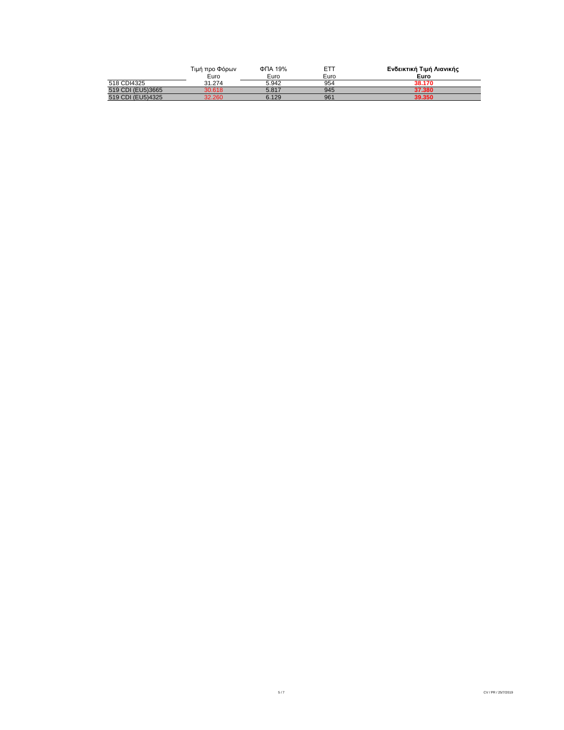| | Τιμή προ Φόρων | ΦΠΑ 19% | ΕΤΤ | **Ενδεικτική Τιμή Λιανικής** |
|---|---|---|---|---|
| | Euro | Euro | Euro | **Euro** |
| 518 CDI4325 | 31.274 | 5.942 | 954 | **38.170** |
| 519 CDI (EU5)3665 | 30.618 | 5.817 | 945 | **37.380** |
| 519 CDI (EU5)4325 | 32.260 | 6.129 | 961 | **39.350** |

CV / PR / 25/7/2019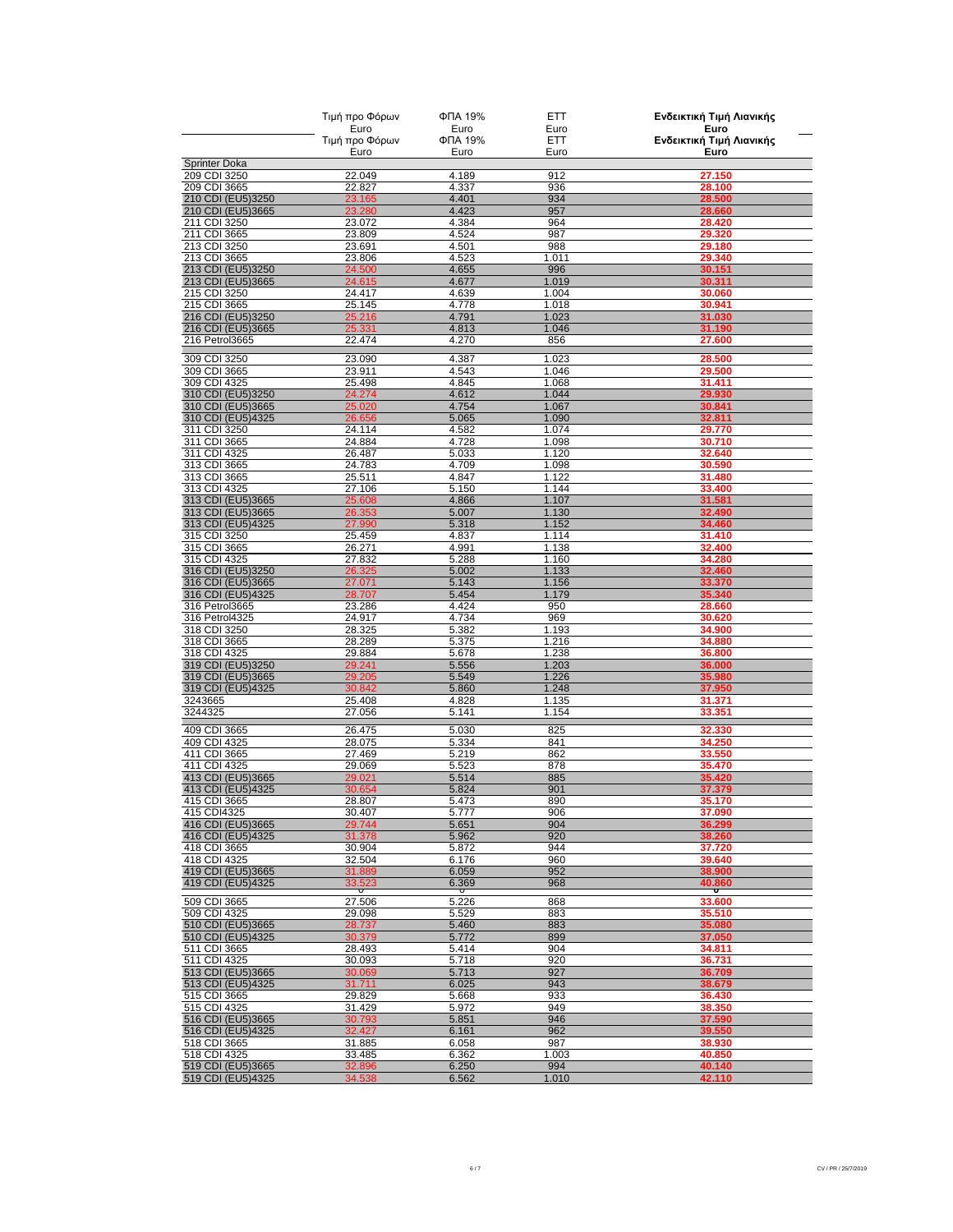| | Τιμή προ Φόρων Euro | ΦΠΑ 19% Euro | ΕΤΤ Euro | Ενδεικτική Τιμή Λιανικής Euro |
|---|---|---|---|---|
| | Τιμή προ Φόρων Euro | ΦΠΑ 19% Euro | ΕΤΤ Euro | **Ενδεικτική Τιμή Λιανικής Euro** |
| Sprinter Doka | | | | |
| 209 CDI 3250 | 22.049 | 4.189 | 912 | **27.150** |
| 209 CDI 3665 | 22.827 | 4.337 | 936 | **28.100** |
| 210 CDI (EU5)3250 | 23.165 | 4.401 | 934 | **28.500** |
| 210 CDI (EU5)3665 | 23.280 | 4.423 | 957 | **28.660** |
| 211 CDI 3250 | 23.072 | 4.384 | 964 | **28.420** |
| 211 CDI 3665 | 23.809 | 4.524 | 987 | **29.320** |
| 213 CDI 3250 | 23.691 | 4.501 | 988 | **29.180** |
| 213 CDI 3665 | 23.806 | 4.523 | 1.011 | **29.340** |
| 213 CDI (EU5)3250 | 24.500 | 4.655 | 996 | **30.151** |
| 213 CDI (EU5)3665 | 24.615 | 4.677 | 1.019 | **30.311** |
| 215 CDI 3250 | 24.417 | 4.639 | 1.004 | **30.060** |
| 215 CDI 3665 | 25.145 | 4.778 | 1.018 | **30.941** |
| 216 CDI (EU5)3250 | 25.216 | 4.791 | 1.023 | **31.030** |
| 216 CDI (EU5)3665 | 25.331 | 4.813 | 1.046 | **31.190** |
| 216 Petrol3665 | 22.474 | 4.270 | 856 | **27.600** |
| 309 CDI 3250 | 23.090 | 4.387 | 1.023 | **28.500** |
| 309 CDI 3665 | 23.911 | 4.543 | 1.046 | **29.500** |
| 309 CDI 4325 | 25.498 | 4.845 | 1.068 | **31.411** |
| 310 CDI (EU5)3250 | 24.274 | 4.612 | 1.044 | **29.930** |
| 310 CDI (EU5)3665 | 25.020 | 4.754 | 1.067 | **30.841** |
| 310 CDI (EU5)4325 | 26.656 | 5.065 | 1.090 | **32.811** |
| 311 CDI 3250 | 24.114 | 4.582 | 1.074 | **29.770** |
| 311 CDI 3665 | 24.884 | 4.728 | 1.098 | **30.710** |
| 311 CDI 4325 | 26.487 | 5.033 | 1.120 | **32.640** |
| 313 CDI 3665 | 24.783 | 4.709 | 1.098 | **30.590** |
| 313 CDI 3665 | 25.511 | 4.847 | 1.122 | **31.480** |
| 313 CDI 4325 | 27.106 | 5.150 | 1.144 | **33.400** |
| 313 CDI (EU5)3665 | 25.608 | 4.866 | 1.107 | **31.581** |
| 313 CDI (EU5)3665 | 26.353 | 5.007 | 1.130 | **32.490** |
| 313 CDI (EU5)4325 | 27.990 | 5.318 | 1.152 | **34.460** |
| 315 CDI 3250 | 25.459 | 4.837 | 1.114 | **31.410** |
| 315 CDI 3665 | 26.271 | 4.991 | 1.138 | **32.400** |
| 315 CDI 4325 | 27.832 | 5.288 | 1.160 | **34.280** |
| 316 CDI (EU5)3250 | 26.325 | 5.002 | 1.133 | **32.460** |
| 316 CDI (EU5)3665 | 27.071 | 5.143 | 1.156 | **33.370** |
| 316 CDI (EU5)4325 | 28.707 | 5.454 | 1.179 | **35.340** |
| 316 Petrol3665 | 23.286 | 4.424 | 950 | **28.660** |
| 316 Petrol4325 | 24.917 | 4.734 | 969 | **30.620** |
| 318 CDI 3250 | 28.325 | 5.382 | 1.193 | **34.900** |
| 318 CDI 3665 | 28.289 | 5.375 | 1.216 | **34.880** |
| 318 CDI 4325 | 29.884 | 5.678 | 1.238 | **36.800** |
| 319 CDI (EU5)3250 | 29.241 | 5.556 | 1.203 | **36.000** |
| 319 CDI (EU5)3665 | 29.205 | 5.549 | 1.226 | **35.980** |
| 319 CDI (EU5)4325 | 30.842 | 5.860 | 1.248 | **37.950** |
| 3243665 | 25.408 | 4.828 | 1.135 | **31.371** |
| 3244325 | 27.056 | 5.141 | 1.154 | **33.351** |
| 409 CDI 3665 | 26.475 | 5.030 | 825 | **32.330** |
| 409 CDI 4325 | 28.075 | 5.334 | 841 | **34.250** |
| 411 CDI 3665 | 27.469 | 5.219 | 862 | **33.550** |
| 411 CDI 4325 | 29.069 | 5.523 | 878 | **35.470** |
| 413 CDI (EU5)3665 | 29.021 | 5.514 | 885 | **35.420** |
| 413 CDI (EU5)4325 | 30.654 | 5.824 | 901 | **37.379** |
| 415 CDI 3665 | 28.807 | 5.473 | 890 | **35.170** |
| 415 CDI4325 | 30.407 | 5.777 | 906 | **37.090** |
| 416 CDI (EU5)3665 | 29.744 | 5.651 | 904 | **36.299** |
| 416 CDI (EU5)4325 | 31.378 | 5.962 | 920 | **38.260** |
| 418 CDI 3665 | 30.904 | 5.872 | 944 | **37.720** |
| 418 CDI 4325 | 32.504 | 6.176 | 960 | **39.640** |
| 419 CDI (EU5)3665 | 31.889 | 6.059 | 952 | **38.900** |
| 419 CDI (EU5)4325 | 33.523 | 6.369 | 968 | **40.860** |
| 509 CDI 3665 | 27.506 | 5.226 | 868 | **33.600** |
| 509 CDI 4325 | 29.098 | 5.529 | 883 | **35.510** |
| 510 CDI (EU5)3665 | 28.737 | 5.460 | 883 | **35.080** |
| 510 CDI (EU5)4325 | 30.379 | 5.772 | 899 | **37.050** |
| 511 CDI 3665 | 28.493 | 5.414 | 904 | **34.811** |
| 511 CDI 4325 | 30.093 | 5.718 | 920 | **36.731** |
| 513 CDI (EU5)3665 | 30.069 | 5.713 | 927 | **36.709** |
| 513 CDI (EU5)4325 | 31.711 | 6.025 | 943 | **38.679** |
| 515 CDI 3665 | 29.829 | 5.668 | 933 | **36.430** |
| 515 CDI 4325 | 31.429 | 5.972 | 949 | **38.350** |
| 516 CDI (EU5)3665 | 30.793 | 5.851 | 946 | **37.590** |
| 516 CDI (EU5)4325 | 32.427 | 6.161 | 962 | **39.550** |
| 518 CDI 3665 | 31.885 | 6.058 | 987 | **38.930** |
| 518 CDI 4325 | 33.485 | 6.362 | 1.003 | **40.850** |
| 519 CDI (EU5)3665 | 32.896 | 6.250 | 994 | **40.140** |
| 519 CDI (EU5)4325 | 34.538 | 6.562 | 1.010 | **42.110** |

CV / PR / 25/7/2019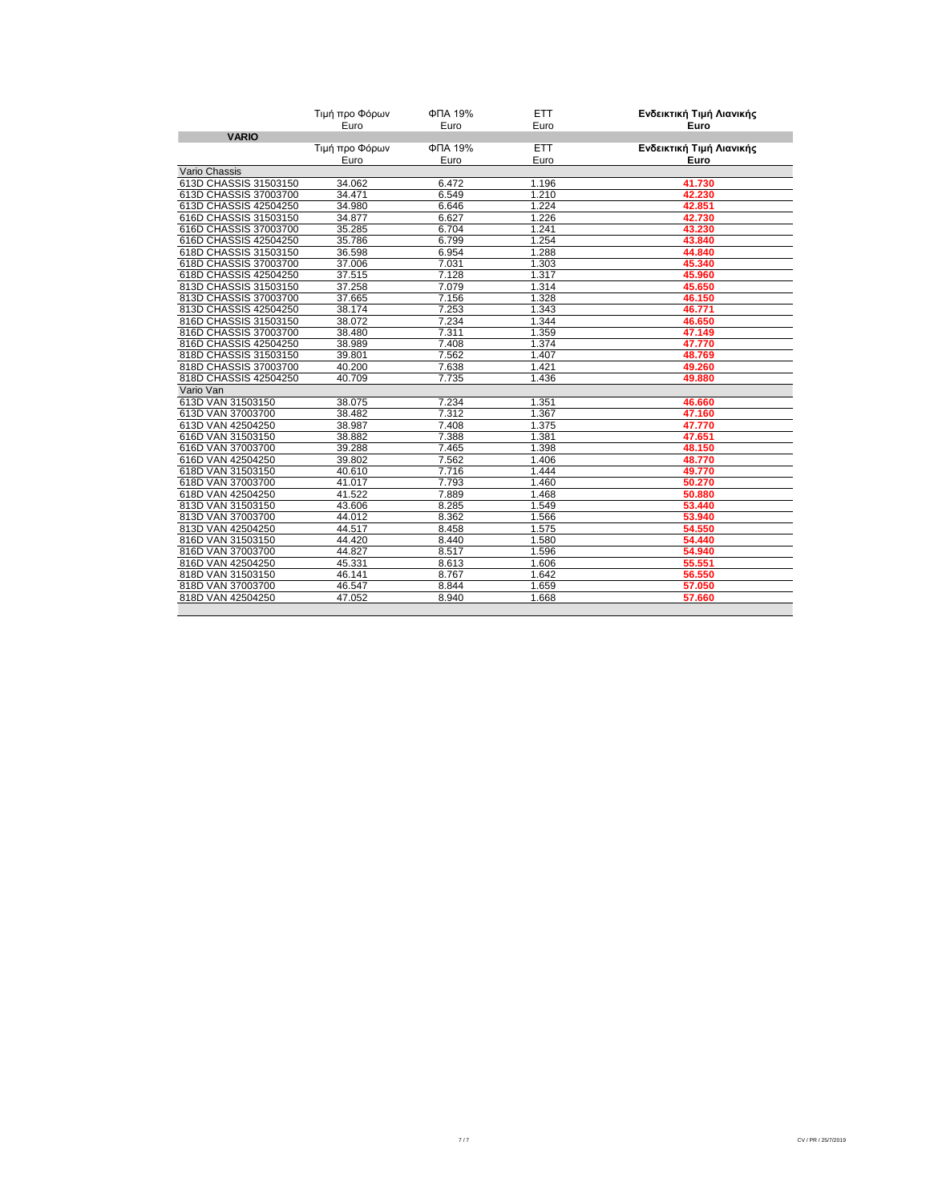| | Τιμή προ Φόρων Euro | ΦΠΑ 19% Euro | ΕΤΤ Euro | **Ενδεικτική Τιμή Λιανικής Euro** |
|---|---|---|---|---|
| **VARIO** | | | | |
| | Τιμή προ Φόρων Euro | ΦΠΑ 19% Euro | ΕΤΤ Euro | **Ενδεικτική Τιμή Λιανικής Euro** |
| Vario Chassis | | | | |
| 613D CHASSIS 31503150 | 34.062 | 6.472 | 1.196 | **41.730** |
| 613D CHASSIS 37003700 | 34.471 | 6.549 | 1.210 | **42.230** |
| 613D CHASSIS 42504250 | 34.980 | 6.646 | 1.224 | **42.851** |
| 616D CHASSIS 31503150 | 34.877 | 6.627 | 1.226 | **42.730** |
| 616D CHASSIS 37003700 | 35.285 | 6.704 | 1.241 | **43.230** |
| 616D CHASSIS 42504250 | 35.786 | 6.799 | 1.254 | **43.840** |
| 618D CHASSIS 31503150 | 36.598 | 6.954 | 1.288 | **44.840** |
| 618D CHASSIS 37003700 | 37.006 | 7.031 | 1.303 | **45.340** |
| 618D CHASSIS 42504250 | 37.515 | 7.128 | 1.317 | **45.960** |
| 813D CHASSIS 31503150 | 37.258 | 7.079 | 1.314 | **45.650** |
| 813D CHASSIS 37003700 | 37.665 | 7.156 | 1.328 | **46.150** |
| 813D CHASSIS 42504250 | 38.174 | 7.253 | 1.343 | **46.771** |
| 816D CHASSIS 31503150 | 38.072 | 7.234 | 1.344 | **46.650** |
| 816D CHASSIS 37003700 | 38.480 | 7.311 | 1.359 | **47.149** |
| 816D CHASSIS 42504250 | 38.989 | 7.408 | 1.374 | **47.770** |
| 818D CHASSIS 31503150 | 39.801 | 7.562 | 1.407 | **48.769** |
| 818D CHASSIS 37003700 | 40.200 | 7.638 | 1.421 | **49.260** |
| 818D CHASSIS 42504250 | 40.709 | 7.735 | 1.436 | **49.880** |
| Vario Van | | | | |
| 613D VAN 31503150 | 38.075 | 7.234 | 1.351 | **46.660** |
| 613D VAN 37003700 | 38.482 | 7.312 | 1.367 | **47.160** |
| 613D VAN 42504250 | 38.987 | 7.408 | 1.375 | **47.770** |
| 616D VAN 31503150 | 38.882 | 7.388 | 1.381 | **47.651** |
| 616D VAN 37003700 | 39.288 | 7.465 | 1.398 | **48.150** |
| 616D VAN 42504250 | 39.802 | 7.562 | 1.406 | **48.770** |
| 618D VAN 31503150 | 40.610 | 7.716 | 1.444 | **49.770** |
| 618D VAN 37003700 | 41.017 | 7.793 | 1.460 | **50.270** |
| 618D VAN 42504250 | 41.522 | 7.889 | 1.468 | **50.880** |
| 813D VAN 31503150 | 43.606 | 8.285 | 1.549 | **53.440** |
| 813D VAN 37003700 | 44.012 | 8.362 | 1.566 | **53.940** |
| 813D VAN 42504250 | 44.517 | 8.458 | 1.575 | **54.550** |
| 816D VAN 31503150 | 44.420 | 8.440 | 1.580 | **54.440** |
| 816D VAN 37003700 | 44.827 | 8.517 | 1.596 | **54.940** |
| 816D VAN 42504250 | 45.331 | 8.613 | 1.606 | **55.551** |
| 818D VAN 31503150 | 46.141 | 8.767 | 1.642 | **56.550** |
| 818D VAN 37003700 | 46.547 | 8.844 | 1.659 | **57.050** |
| 818D VAN 42504250 | 47.052 | 8.940 | 1.668 | **57.660** |

CV / PR / 25/7/2019